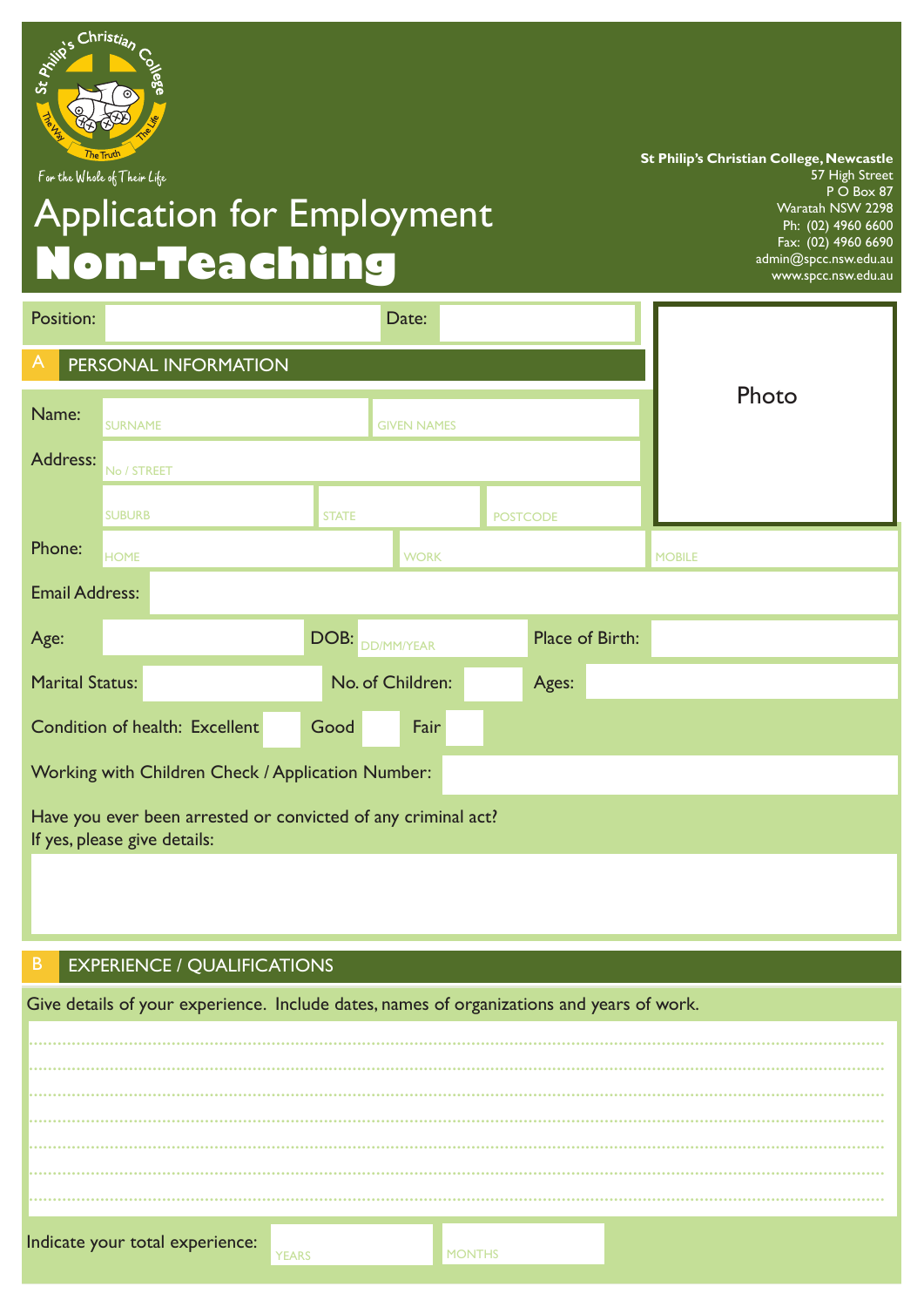St Philip's Christian College

For the Whole of Their Life

# Application for Employment
# Non-Teaching

**St Philip's Christian College, Newcastle**
57 High Street
P O Box 87
Waratah NSW 2298
Ph: (02) 4960 6600
Fax: (02) 4960 6690
admin@spcc.nsw.edu.au
www.spcc.nsw.edu.au

Position: &nbsp;&nbsp;&nbsp;&nbsp; Date:

Photo

## A PERSONAL INFORMATION

Name: SURNAME &nbsp;&nbsp; GIVEN NAMES

Address: No / STREET

SUBURB &nbsp;&nbsp; STATE &nbsp;&nbsp; POSTCODE

Phone: HOME &nbsp;&nbsp; WORK &nbsp;&nbsp; MOBILE

Email Address:

Age: &nbsp;&nbsp; DOB: DD/MM/YEAR &nbsp;&nbsp; Place of Birth:

Marital Status: &nbsp;&nbsp; No. of Children: &nbsp;&nbsp; Ages:

Condition of health: Excellent &nbsp;&nbsp; Good &nbsp;&nbsp; Fair

Working with Children Check / Application Number:

Have you ever been arrested or convicted of any criminal act?
If yes, please give details:

## B EXPERIENCE / QUALIFICATIONS

Give details of your experience. Include dates, names of organizations and years of work.

..........................................................................................

..........................................................................................

..........................................................................................

..........................................................................................

..........................................................................................

..........................................................................................

..........................................................................................

Indicate your total experience: YEARS &nbsp;&nbsp; MONTHS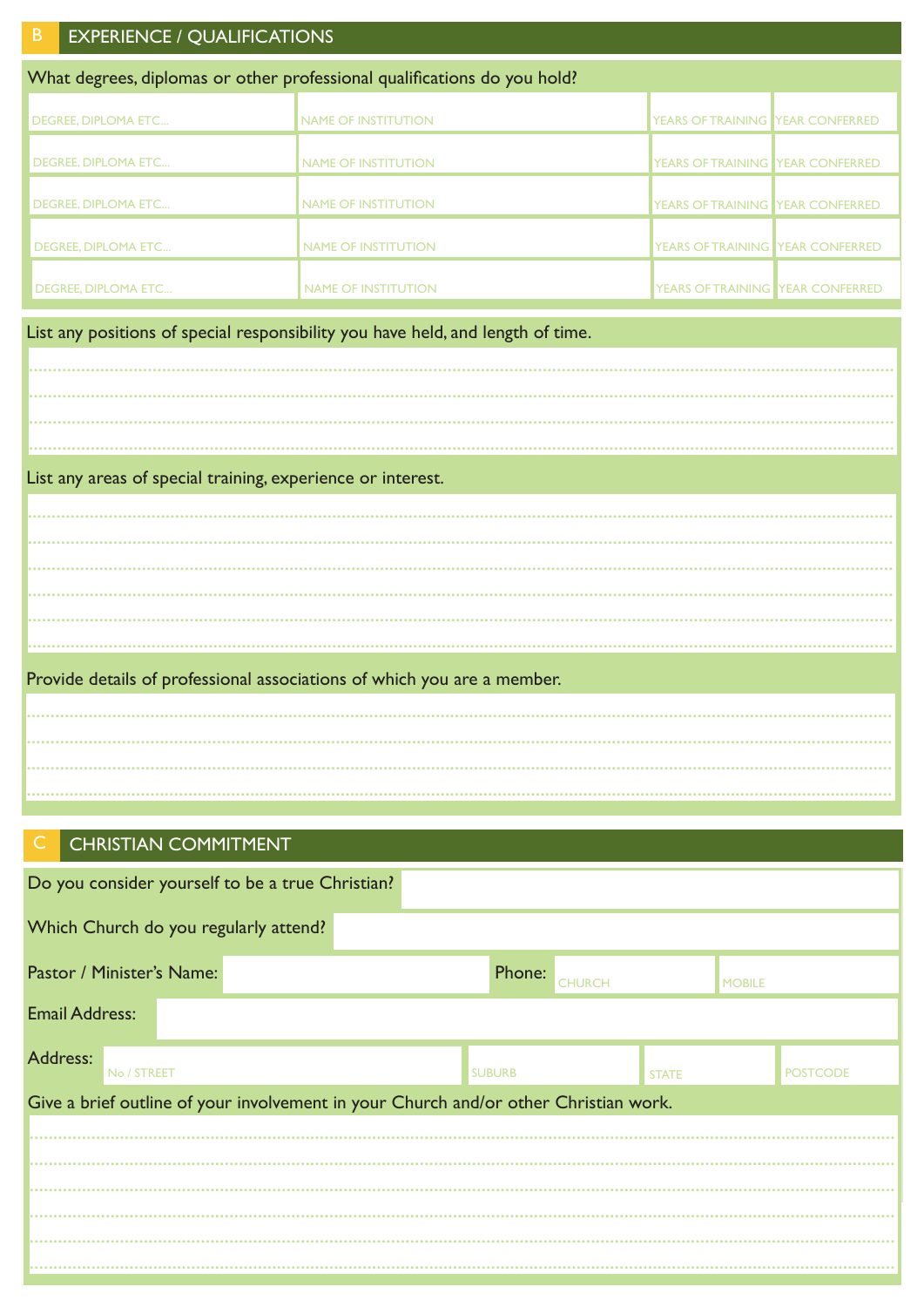## B EXPERIENCE / QUALIFICATIONS

What degrees, diplomas or other professional qualifications do you hold?

| DEGREE, DIPLOMA ETC... | NAME OF INSTITUTION | YEARS OF TRAINING | YEAR CONFERRED |
|---|---|---|---|
| DEGREE, DIPLOMA ETC... | NAME OF INSTITUTION | YEARS OF TRAINING | YEAR CONFERRED |
| DEGREE, DIPLOMA ETC... | NAME OF INSTITUTION | YEARS OF TRAINING | YEAR CONFERRED |
| DEGREE, DIPLOMA ETC... | NAME OF INSTITUTION | YEARS OF TRAINING | YEAR CONFERRED |
| DEGREE, DIPLOMA ETC... | NAME OF INSTITUTION | YEARS OF TRAINING | YEAR CONFERRED |

List any positions of special responsibility you have held, and length of time.

..........................................................................................

..........................................................................................

..........................................................................................

..........................................................................................

List any areas of special training, experience or interest.

..........................................................................................

..........................................................................................

..........................................................................................

..........................................................................................

..........................................................................................

..........................................................................................

Provide details of professional associations of which you are a member.

..........................................................................................

..........................................................................................

..........................................................................................

..........................................................................................

## C CHRISTIAN COMMITMENT

Do you consider yourself to be a true Christian?

Which Church do you regularly attend?

Pastor / Minister's Name: &nbsp;&nbsp;&nbsp;&nbsp; Phone: CHURCH &nbsp;&nbsp;&nbsp;&nbsp; MOBILE

Email Address:

Address: No / STREET &nbsp;&nbsp;&nbsp;&nbsp; SUBURB &nbsp;&nbsp;&nbsp;&nbsp; STATE &nbsp;&nbsp;&nbsp;&nbsp; POSTCODE

Give a brief outline of your involvement in your Church and/or other Christian work.

..........................................................................................

..........................................................................................

..........................................................................................

..........................................................................................

..........................................................................................

..........................................................................................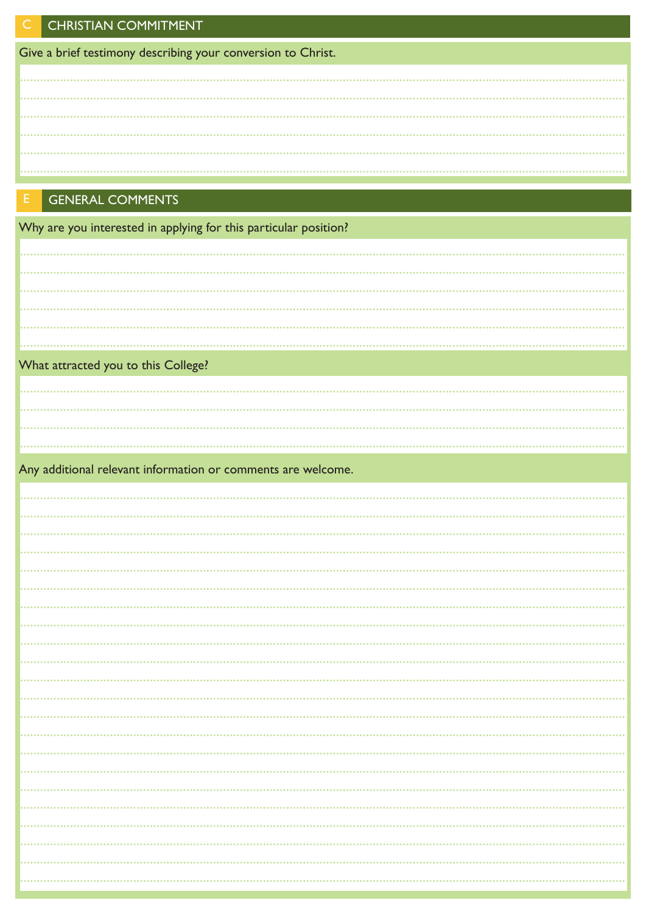## C CHRISTIAN COMMITMENT

Give a brief testimony describing your conversion to Christ.

## E GENERAL COMMENTS

Why are you interested in applying for this particular position?

What attracted you to this College?

Any additional relevant information or comments are welcome.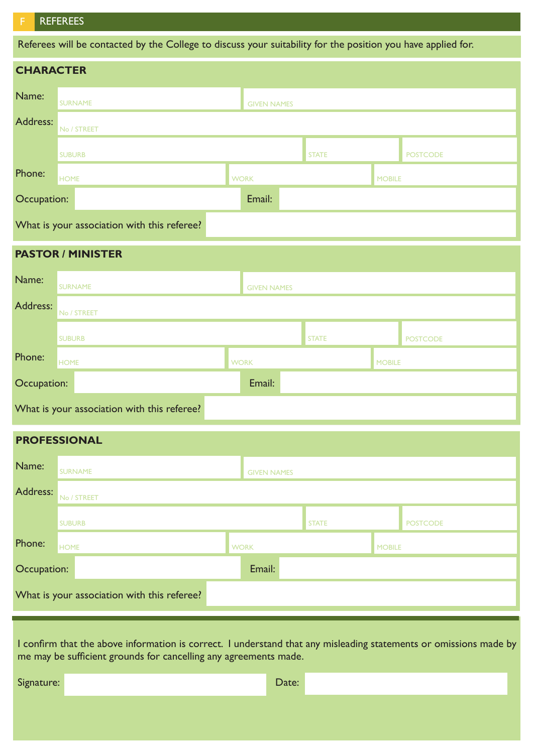## F REFEREES

Referees will be contacted by the College to discuss your suitability for the position you have applied for.

### CHARACTER

Name: SURNAME GIVEN NAMES

Address: No / STREET

SUBURB STATE POSTCODE

Phone: HOME WORK MOBILE

Occupation: Email:

What is your association with this referee?

### PASTOR / MINISTER

Name: SURNAME GIVEN NAMES

Address: No / STREET

SUBURB STATE POSTCODE

Phone: HOME WORK MOBILE

Occupation: Email:

What is your association with this referee?

### PROFESSIONAL

Name: SURNAME GIVEN NAMES

Address: No / STREET

SUBURB STATE POSTCODE

Phone: HOME WORK MOBILE

Occupation: Email:

What is your association with this referee?

---

I confirm that the above information is correct. I understand that any misleading statements or omissions made by me may be sufficient grounds for cancelling any agreements made.

Signature: Date: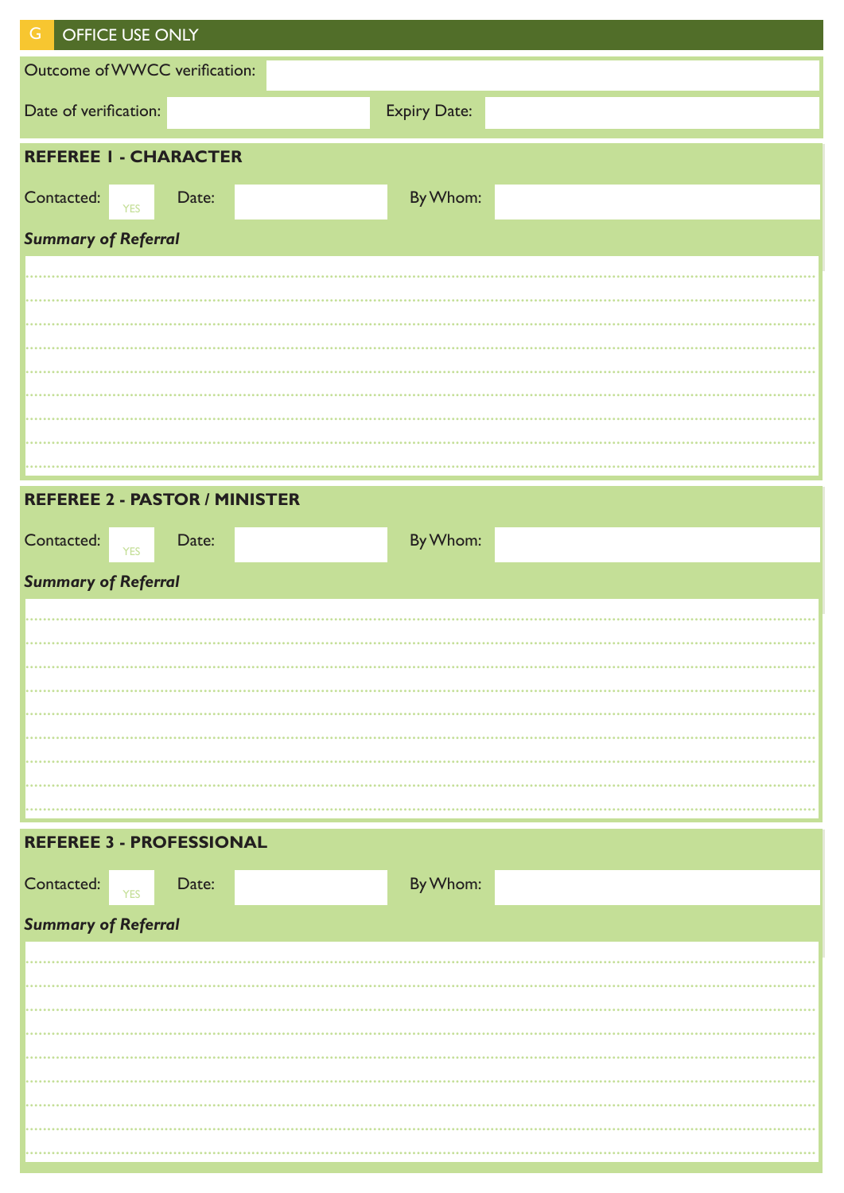## G OFFICE USE ONLY

Outcome of WWCC verification:

Date of verification: Expiry Date:

### REFEREE 1 - CHARACTER

Contacted: YES Date: By Whom:

***Summary of Referral***

### REFEREE 2 - PASTOR / MINISTER

Contacted: YES Date: By Whom:

***Summary of Referral***

### REFEREE 3 - PROFESSIONAL

Contacted: YES Date: By Whom:

***Summary of Referral***